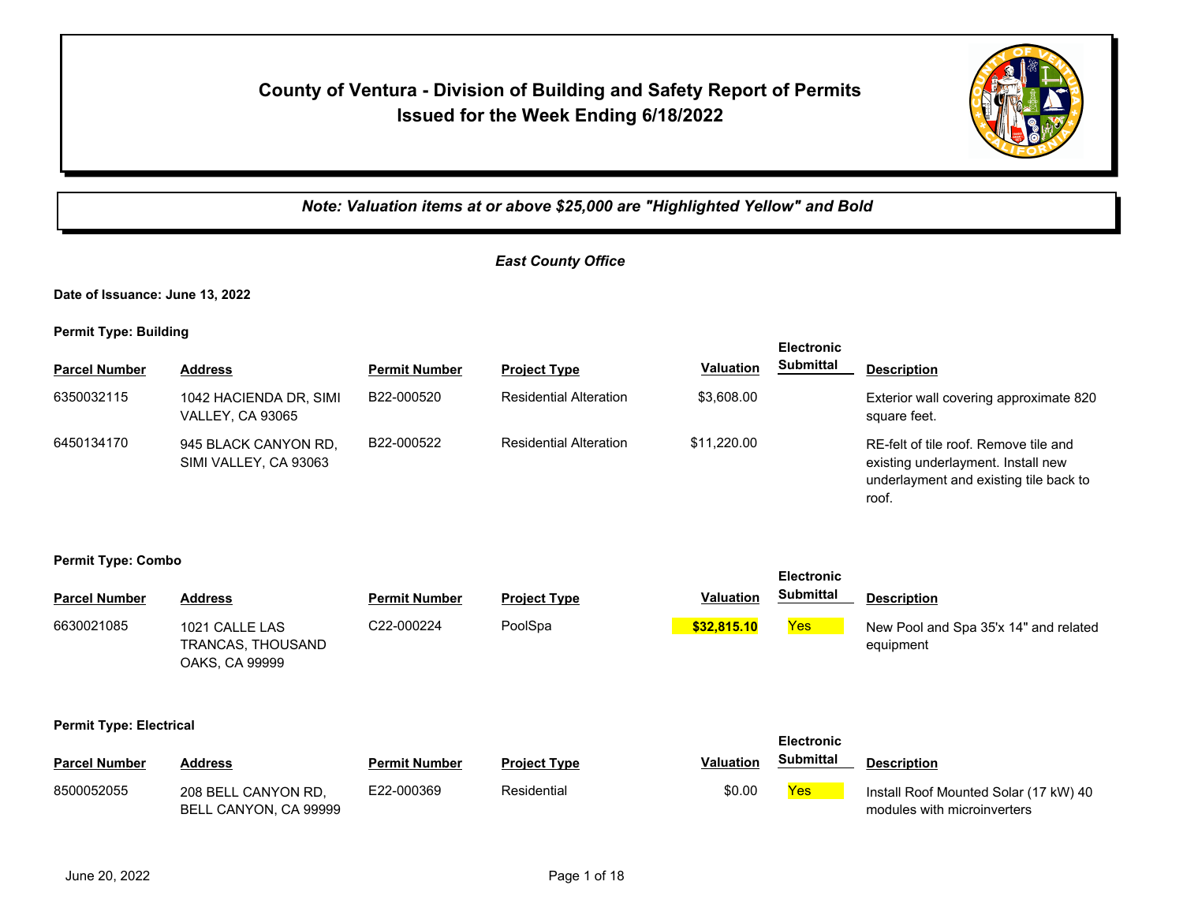# County of Ventura - Division of Building and Safety Report of Permits Issued for the Week Ending 6/18/2022

*Note: Valuation items at or above $25,000 are "Highlighted Yellow" and Bold*

## *East County Office*

**Date of Issuance: June 13, 2022**

**Permit Type: Building**

| Parcel Number | Address | Permit Number | Project Type | Valuation | Electronic Submittal | Description |
|---|---|---|---|---|---|---|
| 6350032115 | 1042 HACIENDA DR, SIMI VALLEY, CA 93065 | B22-000520 | Residential Alteration | $3,608.00 | | Exterior wall covering approximate 820 square feet. |
| 6450134170 | 945 BLACK CANYON RD, SIMI VALLEY, CA 93063 | B22-000522 | Residential Alteration | $11,220.00 | | RE-felt of tile roof. Remove tile and existing underlayment. Install new underlayment and existing tile back to roof. |

**Permit Type: Combo**

| Parcel Number | Address | Permit Number | Project Type | Valuation | Electronic Submittal | Description |
|---|---|---|---|---|---|---|
| 6630021085 | 1021 CALLE LAS TRANCAS, THOUSAND OAKS, CA 99999 | C22-000224 | PoolSpa | **$32,815.10** | Yes | New Pool and Spa 35'x 14" and related equipment |

**Permit Type: Electrical**

| Parcel Number | Address | Permit Number | Project Type | Valuation | Electronic Submittal | Description |
|---|---|---|---|---|---|---|
| 8500052055 | 208 BELL CANYON RD, BELL CANYON, CA 99999 | E22-000369 | Residential | $0.00 | Yes | Install Roof Mounted Solar (17 kW) 40 modules with microinverters |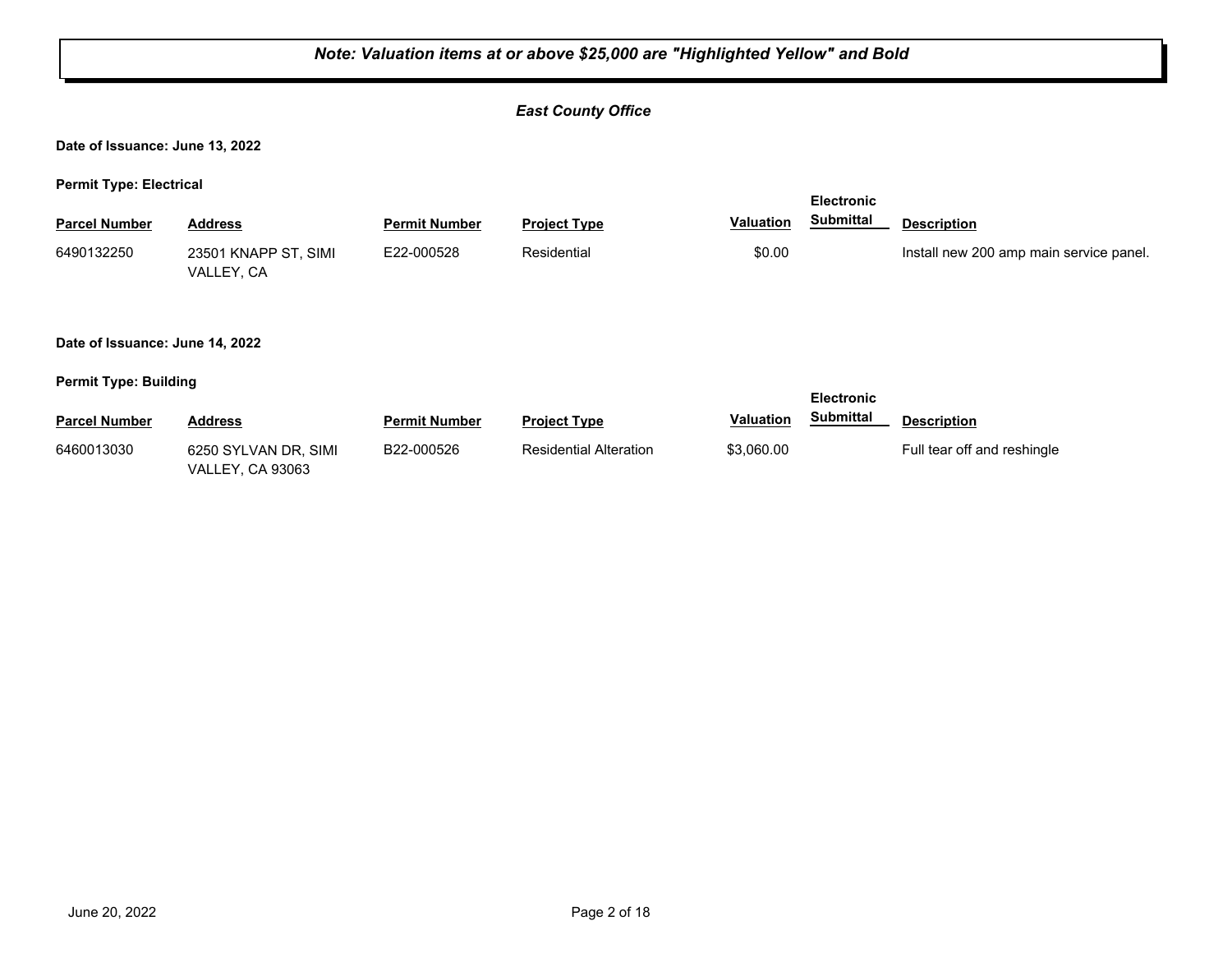***Note: Valuation items at or above $25,000 are "Highlighted Yellow" and Bold***

***East County Office***

**Date of Issuance: June 13, 2022**

**Permit Type: Electrical**

| Parcel Number | Address | Permit Number | Project Type | Valuation | Electronic Submittal | Description |
|---|---|---|---|---|---|---|
| 6490132250 | 23501 KNAPP ST, SIMI VALLEY, CA | E22-000528 | Residential | $0.00 | | Install new 200 amp main service panel. |

**Date of Issuance: June 14, 2022**

**Permit Type: Building**

| Parcel Number | Address | Permit Number | Project Type | Valuation | Electronic Submittal | Description |
|---|---|---|---|---|---|---|
| 6460013030 | 6250 SYLVAN DR, SIMI VALLEY, CA 93063 | B22-000526 | Residential Alteration | $3,060.00 | | Full tear off and reshingle |

June 20, 2022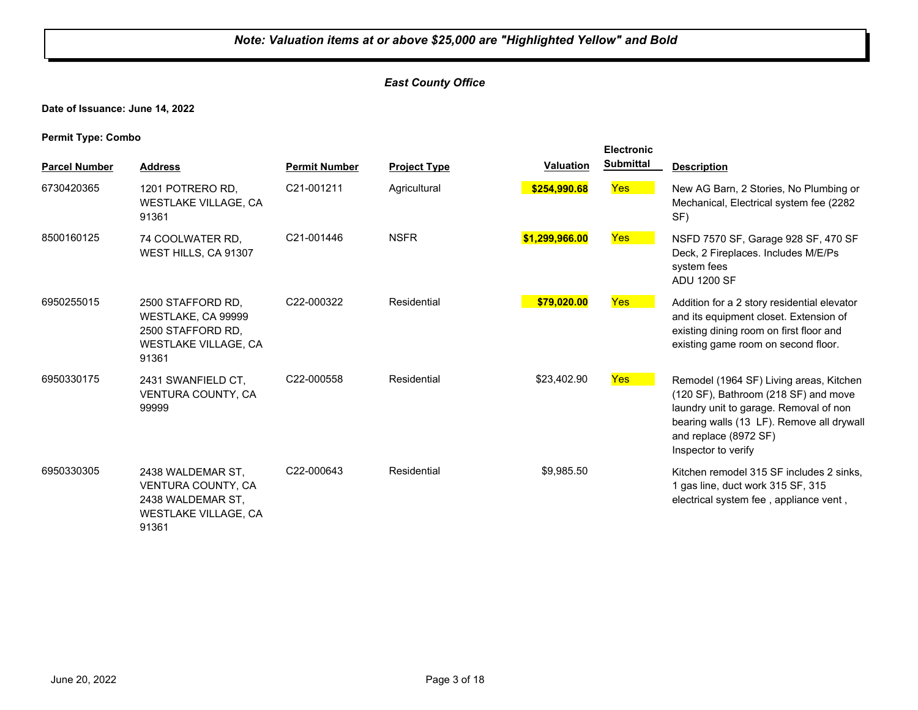***Note: Valuation items at or above $25,000 are "Highlighted Yellow" and Bold***

*East County Office*

**Date of Issuance: June 14, 2022**

**Permit Type: Combo**

| Parcel Number | Address | Permit Number | Project Type | Valuation | Electronic Submittal | Description |
|---|---|---|---|---|---|---|
| 6730420365 | 1201 POTRERO RD, WESTLAKE VILLAGE, CA 91361 | C21-001211 | Agricultural | **$254,990.68** | Yes | New AG Barn, 2 Stories, No Plumbing or Mechanical, Electrical system fee (2282 SF) |
| 8500160125 | 74 COOLWATER RD, WEST HILLS, CA 91307 | C21-001446 | NSFR | **$1,299,966.00** | Yes | NSFD 7570 SF, Garage 928 SF, 470 SF Deck, 2 Fireplaces. Includes M/E/Ps system fees ADU 1200 SF |
| 6950255015 | 2500 STAFFORD RD, WESTLAKE, CA 99999 2500 STAFFORD RD, WESTLAKE VILLAGE, CA 91361 | C22-000322 | Residential | **$79,020.00** | Yes | Addition for a 2 story residential elevator and its equipment closet. Extension of existing dining room on first floor and existing game room on second floor. |
| 6950330175 | 2431 SWANFIELD CT, VENTURA COUNTY, CA 99999 | C22-000558 | Residential | $23,402.90 | Yes | Remodel (1964 SF) Living areas, Kitchen (120 SF), Bathroom (218 SF) and move laundry unit to garage. Removal of non bearing walls (13 LF). Remove all drywall and replace (8972 SF) Inspector to verify |
| 6950330305 | 2438 WALDEMAR ST, VENTURA COUNTY, CA 2438 WALDEMAR ST, WESTLAKE VILLAGE, CA 91361 | C22-000643 | Residential | $9,985.50 | | Kitchen remodel 315 SF includes 2 sinks, 1 gas line, duct work 315 SF, 315 electrical system fee , appliance vent , |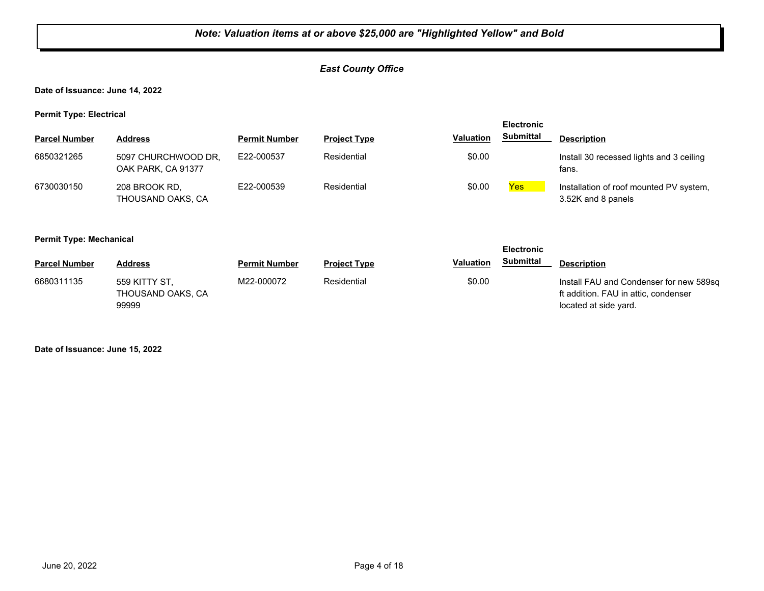***Note: Valuation items at or above $25,000 are "Highlighted Yellow" and Bold***

***East County Office***

**Date of Issuance: June 14, 2022**

**Permit Type: Electrical**

| Parcel Number | Address | Permit Number | Project Type | Valuation | Electronic Submittal | Description |
|---|---|---|---|---|---|---|
| 6850321265 | 5097 CHURCHWOOD DR, OAK PARK, CA 91377 | E22-000537 | Residential | $0.00 | | Install 30 recessed lights and 3 ceiling fans. |
| 6730030150 | 208 BROOK RD, THOUSAND OAKS, CA | E22-000539 | Residential | $0.00 | Yes | Installation of roof mounted PV system, 3.52K and 8 panels |

**Permit Type: Mechanical**

| Parcel Number | Address | Permit Number | Project Type | Valuation | Electronic Submittal | Description |
|---|---|---|---|---|---|---|
| 6680311135 | 559 KITTY ST, THOUSAND OAKS, CA 99999 | M22-000072 | Residential | $0.00 | | Install FAU and Condenser for new 589sq ft addition. FAU in attic, condenser located at side yard. |

**Date of Issuance: June 15, 2022**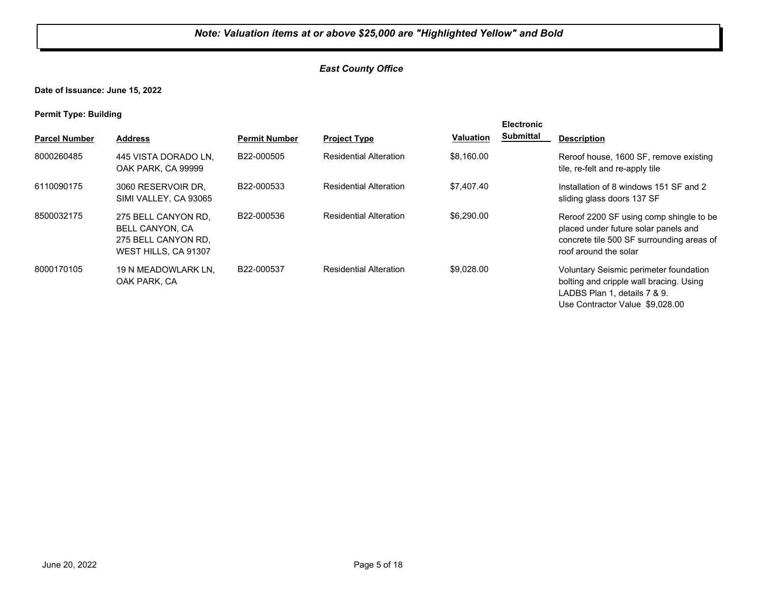**Note: Valuation items at or above $25,000 are "Highlighted Yellow" and Bold**

*East County Office*

**Date of Issuance: June 15, 2022**

**Permit Type: Building**

| Parcel Number | Address | Permit Number | Project Type | Valuation | Electronic Submittal | Description |
|---|---|---|---|---|---|---|
| 8000260485 | 445 VISTA DORADO LN, OAK PARK, CA 99999 | B22-000505 | Residential Alteration | $8,160.00 | | Reroof house, 1600 SF, remove existing tile, re-felt and re-apply tile |
| 6110090175 | 3060 RESERVOIR DR, SIMI VALLEY, CA 93065 | B22-000533 | Residential Alteration | $7,407.40 | | Installation of 8 windows 151 SF and 2 sliding glass doors 137 SF |
| 8500032175 | 275 BELL CANYON RD, BELL CANYON, CA 275 BELL CANYON RD, WEST HILLS, CA 91307 | B22-000536 | Residential Alteration | $6,290.00 | | Reroof 2200 SF using comp shingle to be placed under future solar panels and concrete tile 500 SF surrounding areas of roof around the solar |
| 8000170105 | 19 N MEADOWLARK LN, OAK PARK, CA | B22-000537 | Residential Alteration | $9,028.00 | | Voluntary Seismic perimeter foundation bolting and cripple wall bracing. Using LADBS Plan 1, details 7 & 9. Use Contractor Value $9,028.00 |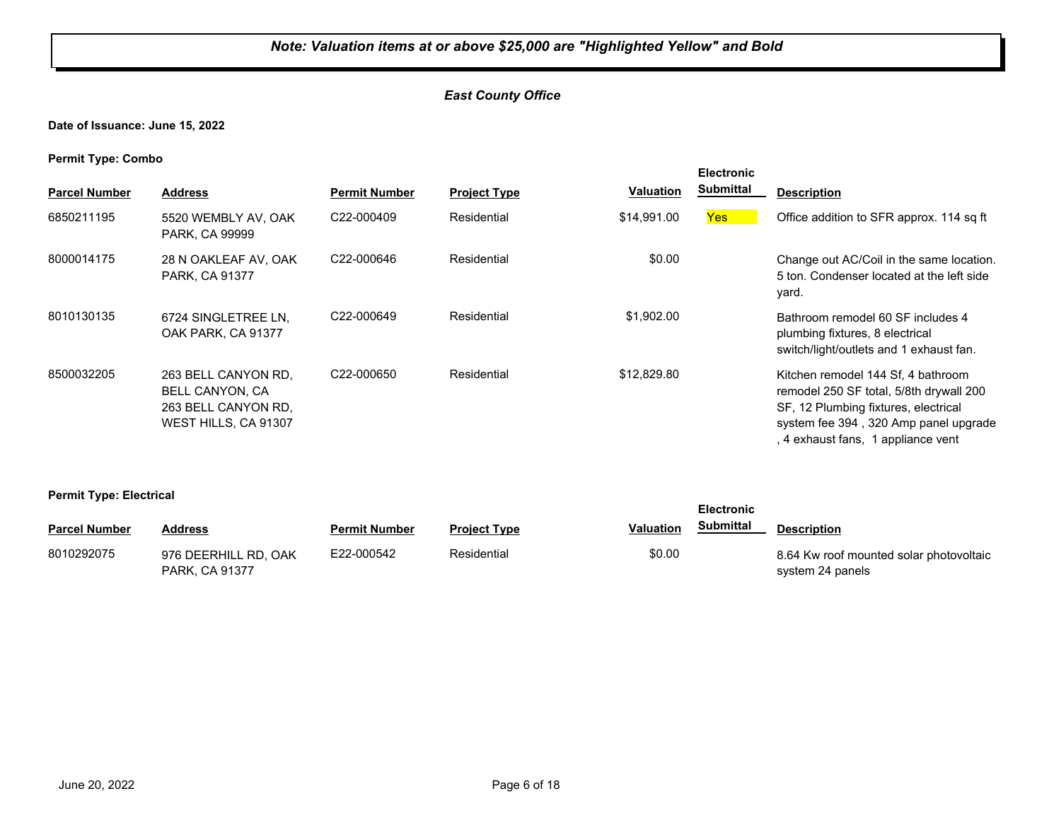***Note: Valuation items at or above $25,000 are "Highlighted Yellow" and Bold***

***East County Office***

**Date of Issuance: June 15, 2022**

**Permit Type: Combo**

| Parcel Number | Address | Permit Number | Project Type | Valuation | Electronic Submittal | Description |
|---|---|---|---|---|---|---|
| 6850211195 | 5520 WEMBLY AV, OAK PARK, CA 99999 | C22-000409 | Residential | $14,991.00 | Yes | Office addition to SFR approx. 114 sq ft |
| 8000014175 | 28 N OAKLEAF AV, OAK PARK, CA 91377 | C22-000646 | Residential | $0.00 | | Change out AC/Coil in the same location. 5 ton. Condenser located at the left side yard. |
| 8010130135 | 6724 SINGLETREE LN, OAK PARK, CA 91377 | C22-000649 | Residential | $1,902.00 | | Bathroom remodel 60 SF includes 4 plumbing fixtures, 8 electrical switch/light/outlets and 1 exhaust fan. |
| 8500032205 | 263 BELL CANYON RD, BELL CANYON, CA 263 BELL CANYON RD, WEST HILLS, CA 91307 | C22-000650 | Residential | $12,829.80 | | Kitchen remodel 144 Sf, 4 bathroom remodel 250 SF total, 5/8th drywall 200 SF, 12 Plumbing fixtures, electrical system fee 394 , 320 Amp panel upgrade , 4 exhaust fans, 1 appliance vent |

**Permit Type: Electrical**

| Parcel Number | Address | Permit Number | Project Type | Valuation | Electronic Submittal | Description |
|---|---|---|---|---|---|---|
| 8010292075 | 976 DEERHILL RD, OAK PARK, CA 91377 | E22-000542 | Residential | $0.00 | | 8.64 Kw roof mounted solar photovoltaic system 24 panels |

June 20, 2022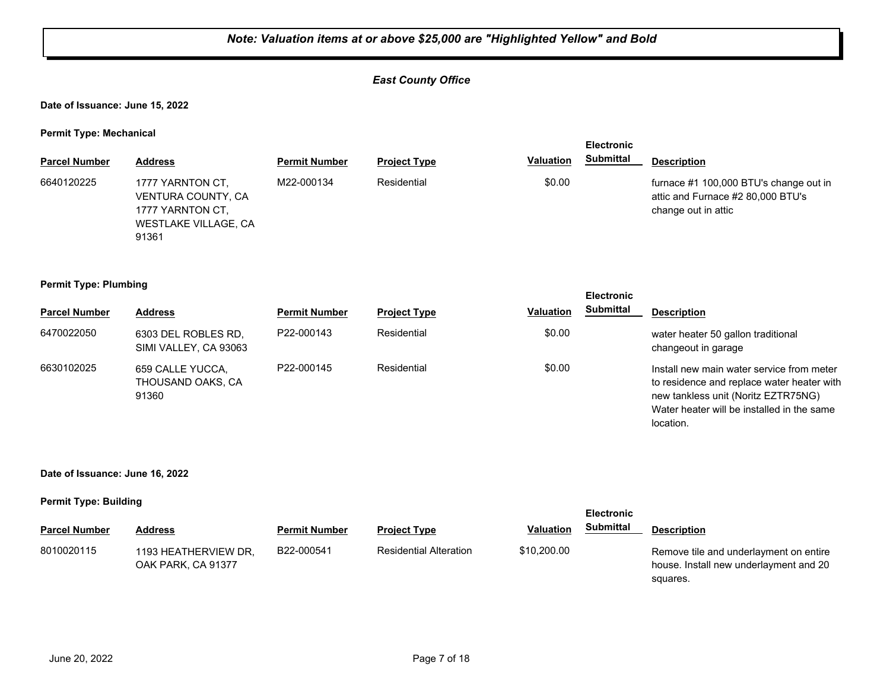***Note: Valuation items at or above $25,000 are "Highlighted Yellow" and Bold***

***East County Office***

**Date of Issuance: June 15, 2022**

**Permit Type: Mechanical**

| Parcel Number | Address | Permit Number | Project Type | Valuation | Electronic Submittal | Description |
|---|---|---|---|---|---|---|
| 6640120225 | 1777 YARNTON CT, VENTURA COUNTY, CA 1777 YARNTON CT, WESTLAKE VILLAGE, CA 91361 | M22-000134 | Residential | $0.00 | | furnace #1 100,000 BTU's change out in attic and Furnace #2 80,000 BTU's change out in attic |

**Permit Type: Plumbing**

| Parcel Number | Address | Permit Number | Project Type | Valuation | Electronic Submittal | Description |
|---|---|---|---|---|---|---|
| 6470022050 | 6303 DEL ROBLES RD, SIMI VALLEY, CA 93063 | P22-000143 | Residential | $0.00 | | water heater 50 gallon traditional changeout in garage |
| 6630102025 | 659 CALLE YUCCA, THOUSAND OAKS, CA 91360 | P22-000145 | Residential | $0.00 | | Install new main water service from meter to residence and replace water heater with new tankless unit (Noritz EZTR75NG) Water heater will be installed in the same location. |

**Date of Issuance: June 16, 2022**

**Permit Type: Building**

| Parcel Number | Address | Permit Number | Project Type | Valuation | Electronic Submittal | Description |
|---|---|---|---|---|---|---|
| 8010020115 | 1193 HEATHERVIEW DR, OAK PARK, CA 91377 | B22-000541 | Residential Alteration | $10,200.00 | | Remove tile and underlayment on entire house. Install new underlayment and 20 squares. |

June 20, 2022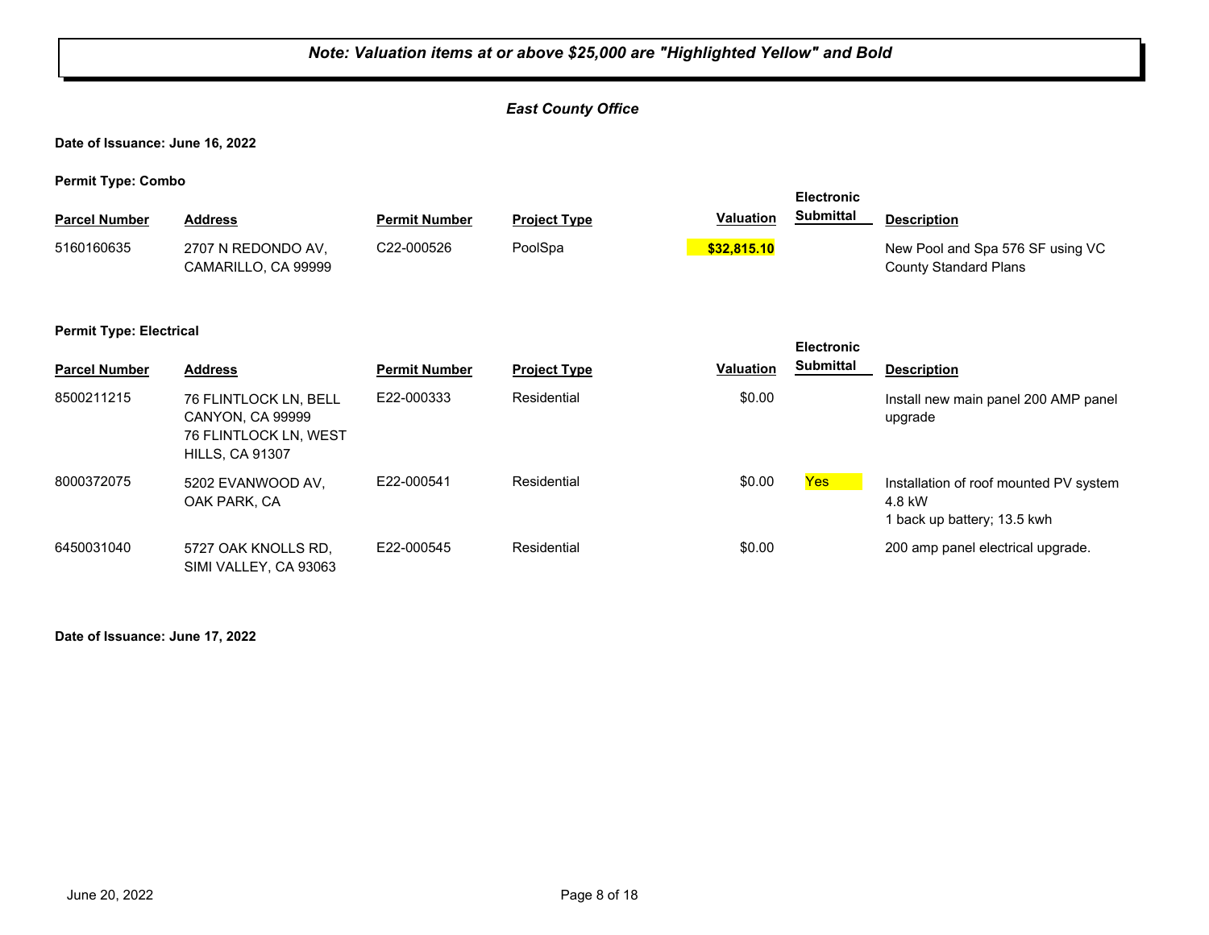*Note: Valuation items at or above $25,000 are "Highlighted Yellow" and Bold*

*East County Office*

**Date of Issuance: June 16, 2022**

**Permit Type: Combo**

| Parcel Number | Address | Permit Number | Project Type | Valuation | Electronic Submittal | Description |
|---|---|---|---|---|---|---|
| 5160160635 | 2707 N REDONDO AV, CAMARILLO, CA 99999 | C22-000526 | PoolSpa | **$32,815.10** | | New Pool and Spa 576 SF using VC County Standard Plans |

**Permit Type: Electrical**

| Parcel Number | Address | Permit Number | Project Type | Valuation | Electronic Submittal | Description |
|---|---|---|---|---|---|---|
| 8500211215 | 76 FLINTLOCK LN, BELL CANYON, CA 99999 76 FLINTLOCK LN, WEST HILLS, CA 91307 | E22-000333 | Residential | $0.00 | | Install new main panel 200 AMP panel upgrade |
| 8000372075 | 5202 EVANWOOD AV, OAK PARK, CA | E22-000541 | Residential | $0.00 | Yes | Installation of roof mounted PV system 4.8 kW 1 back up battery; 13.5 kwh |
| 6450031040 | 5727 OAK KNOLLS RD, SIMI VALLEY, CA 93063 | E22-000545 | Residential | $0.00 | | 200 amp panel electrical upgrade. |

**Date of Issuance: June 17, 2022**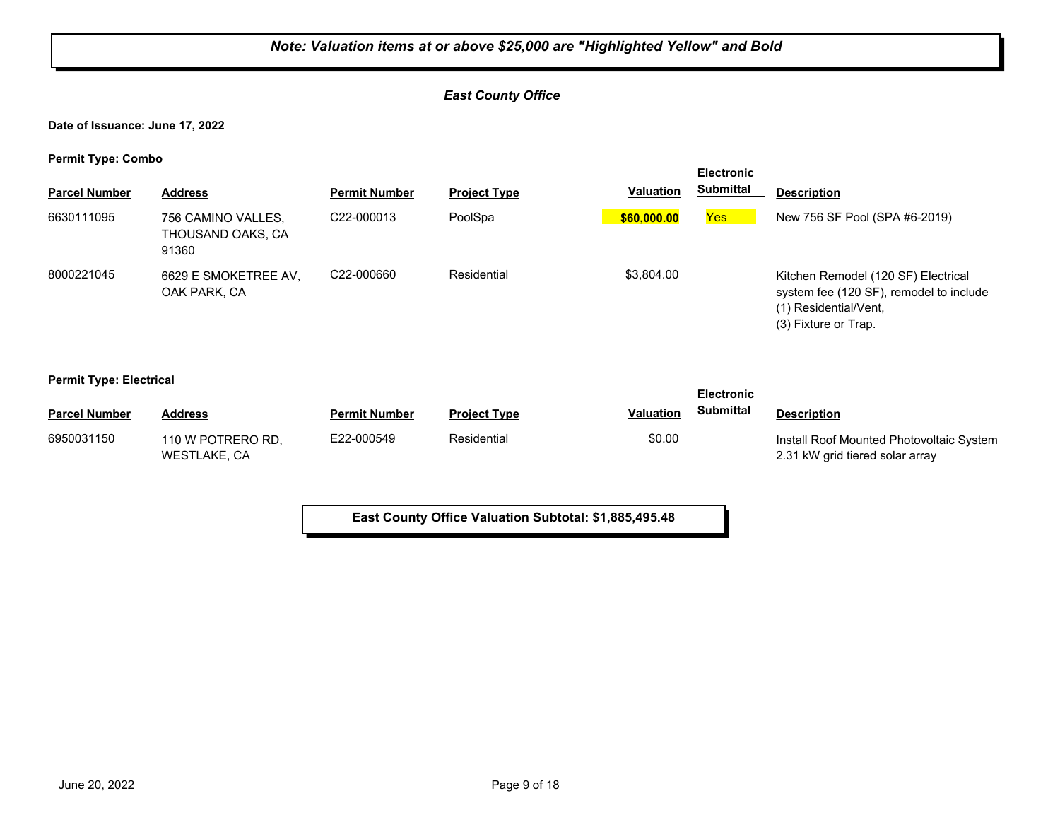*Note: Valuation items at or above $25,000 are "Highlighted Yellow" and Bold*

***East County Office***

**Date of Issuance: June 17, 2022**

**Permit Type: Combo**

| Parcel Number | Address | Permit Number | Project Type | Valuation | Electronic Submittal | Description |
|---|---|---|---|---|---|---|
| 6630111095 | 756 CAMINO VALLES, THOUSAND OAKS, CA 91360 | C22-000013 | PoolSpa | **$60,000.00** | Yes | New 756 SF Pool (SPA #6-2019) |
| 8000221045 | 6629 E SMOKETREE AV, OAK PARK, CA | C22-000660 | Residential | $3,804.00 | | Kitchen Remodel (120 SF) Electrical system fee (120 SF), remodel to include (1) Residential/Vent, (3) Fixture or Trap. |

**Permit Type: Electrical**

| Parcel Number | Address | Permit Number | Project Type | Valuation | Electronic Submittal | Description |
|---|---|---|---|---|---|---|
| 6950031150 | 110 W POTRERO RD, WESTLAKE, CA | E22-000549 | Residential | $0.00 | | Install Roof Mounted Photovoltaic System 2.31 kW grid tiered solar array |

**East County Office Valuation Subtotal: $1,885,495.48**

June 20, 2022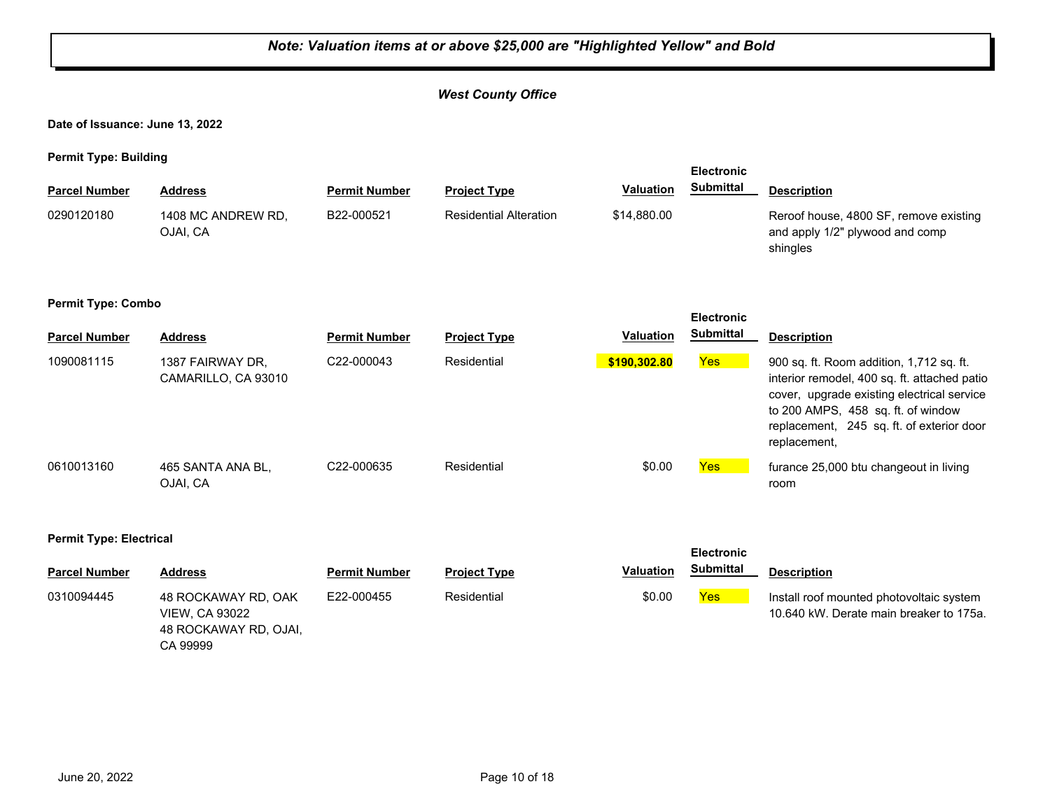***Note: Valuation items at or above $25,000 are "Highlighted Yellow" and Bold***

***West County Office***

**Date of Issuance: June 13, 2022**

**Permit Type: Building**

| Parcel Number | Address | Permit Number | Project Type | Valuation | Electronic Submittal | Description |
|---|---|---|---|---|---|---|
| 0290120180 | 1408 MC ANDREW RD, OJAI, CA | B22-000521 | Residential Alteration | $14,880.00 | | Reroof house, 4800 SF, remove existing and apply 1/2" plywood and comp shingles |

**Permit Type: Combo**

| Parcel Number | Address | Permit Number | Project Type | Valuation | Electronic Submittal | Description |
|---|---|---|---|---|---|---|
| 1090081115 | 1387 FAIRWAY DR, CAMARILLO, CA 93010 | C22-000043 | Residential | **$190,302.80** | Yes | 900 sq. ft. Room addition, 1,712 sq. ft. interior remodel, 400 sq. ft. attached patio cover, upgrade existing electrical service to 200 AMPS, 458 sq. ft. of window replacement, 245 sq. ft. of exterior door replacement, |
| 0610013160 | 465 SANTA ANA BL, OJAI, CA | C22-000635 | Residential | $0.00 | Yes | furance 25,000 btu changeout in living room |

**Permit Type: Electrical**

| Parcel Number | Address | Permit Number | Project Type | Valuation | Electronic Submittal | Description |
|---|---|---|---|---|---|---|
| 0310094445 | 48 ROCKAWAY RD, OAK VIEW, CA 93022 48 ROCKAWAY RD, OJAI, CA 99999 | E22-000455 | Residential | $0.00 | Yes | Install roof mounted photovoltaic system 10.640 kW. Derate main breaker to 175a. |

June 20, 2022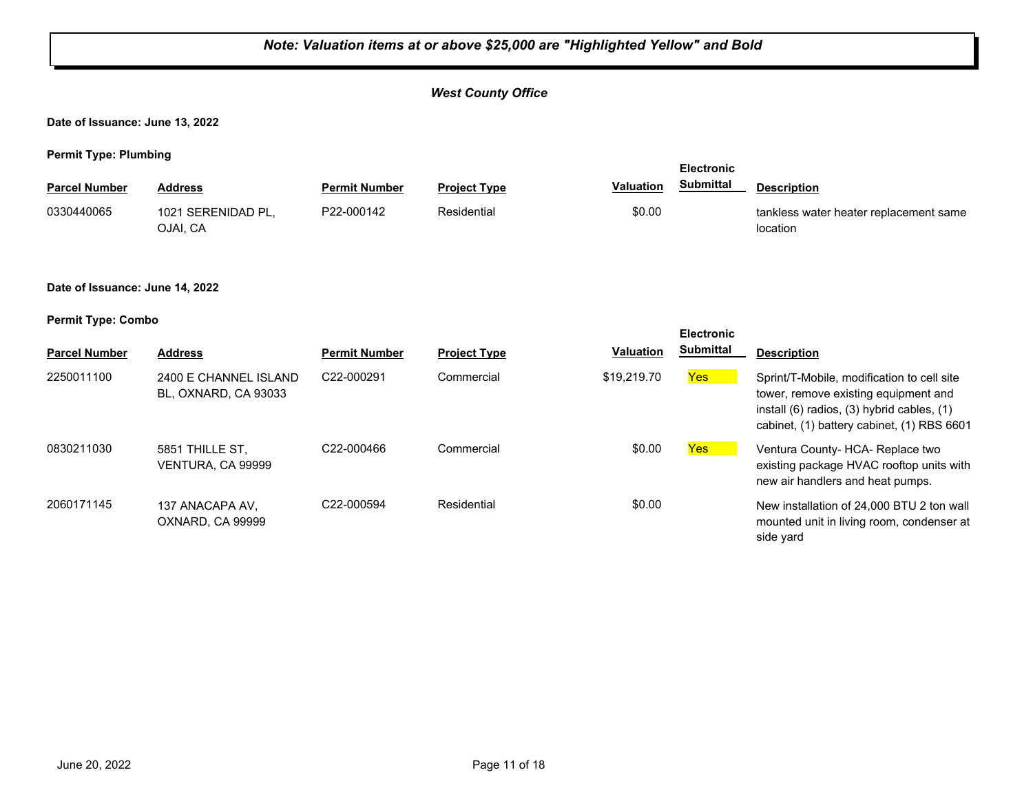***Note: Valuation items at or above $25,000 are "Highlighted Yellow" and Bold***

***West County Office***

**Date of Issuance: June 13, 2022**

**Permit Type: Plumbing**

| Parcel Number | Address | Permit Number | Project Type | Valuation | Electronic Submittal | Description |
|---|---|---|---|---|---|---|
| 0330440065 | 1021 SERENIDAD PL, OJAI, CA | P22-000142 | Residential | $0.00 | | tankless water heater replacement same location |

**Date of Issuance: June 14, 2022**

**Permit Type: Combo**

| Parcel Number | Address | Permit Number | Project Type | Valuation | Electronic Submittal | Description |
|---|---|---|---|---|---|---|
| 2250011100 | 2400 E CHANNEL ISLAND BL, OXNARD, CA 93033 | C22-000291 | Commercial | $19,219.70 | Yes | Sprint/T-Mobile, modification to cell site tower, remove existing equipment and install (6) radios, (3) hybrid cables, (1) cabinet, (1) battery cabinet, (1) RBS 6601 |
| 0830211030 | 5851 THILLE ST, VENTURA, CA 99999 | C22-000466 | Commercial | $0.00 | Yes | Ventura County- HCA- Replace two existing package HVAC rooftop units with new air handlers and heat pumps. |
| 2060171145 | 137 ANACAPA AV, OXNARD, CA 99999 | C22-000594 | Residential | $0.00 | | New installation of 24,000 BTU 2 ton wall mounted unit in living room, condenser at side yard |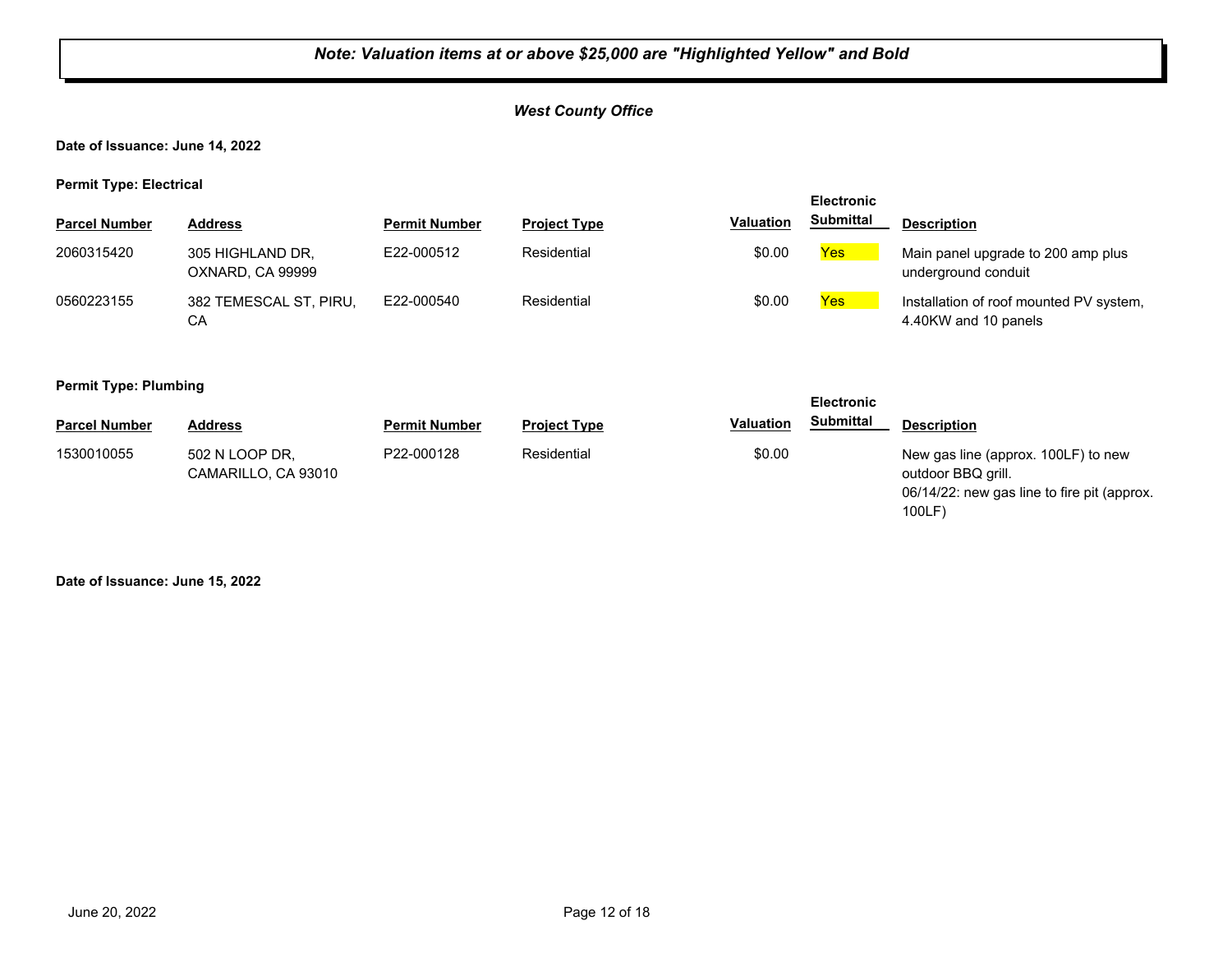**Note: Valuation items at or above $25,000 are "Highlighted Yellow" and Bold**

***West County Office***

**Date of Issuance: June 14, 2022**

**Permit Type: Electrical**

| Parcel Number | Address | Permit Number | Project Type | Valuation | Electronic Submittal | Description |
|---|---|---|---|---|---|---|
| 2060315420 | 305 HIGHLAND DR, OXNARD, CA 99999 | E22-000512 | Residential | $0.00 | Yes | Main panel upgrade to 200 amp plus underground conduit |
| 0560223155 | 382 TEMESCAL ST, PIRU, CA | E22-000540 | Residential | $0.00 | Yes | Installation of roof mounted PV system, 4.40KW and 10 panels |

**Permit Type: Plumbing**

| Parcel Number | Address | Permit Number | Project Type | Valuation | Electronic Submittal | Description |
|---|---|---|---|---|---|---|
| 1530010055 | 502 N LOOP DR, CAMARILLO, CA 93010 | P22-000128 | Residential | $0.00 | | New gas line (approx. 100LF) to new outdoor BBQ grill. 06/14/22: new gas line to fire pit (approx. 100LF) |

**Date of Issuance: June 15, 2022**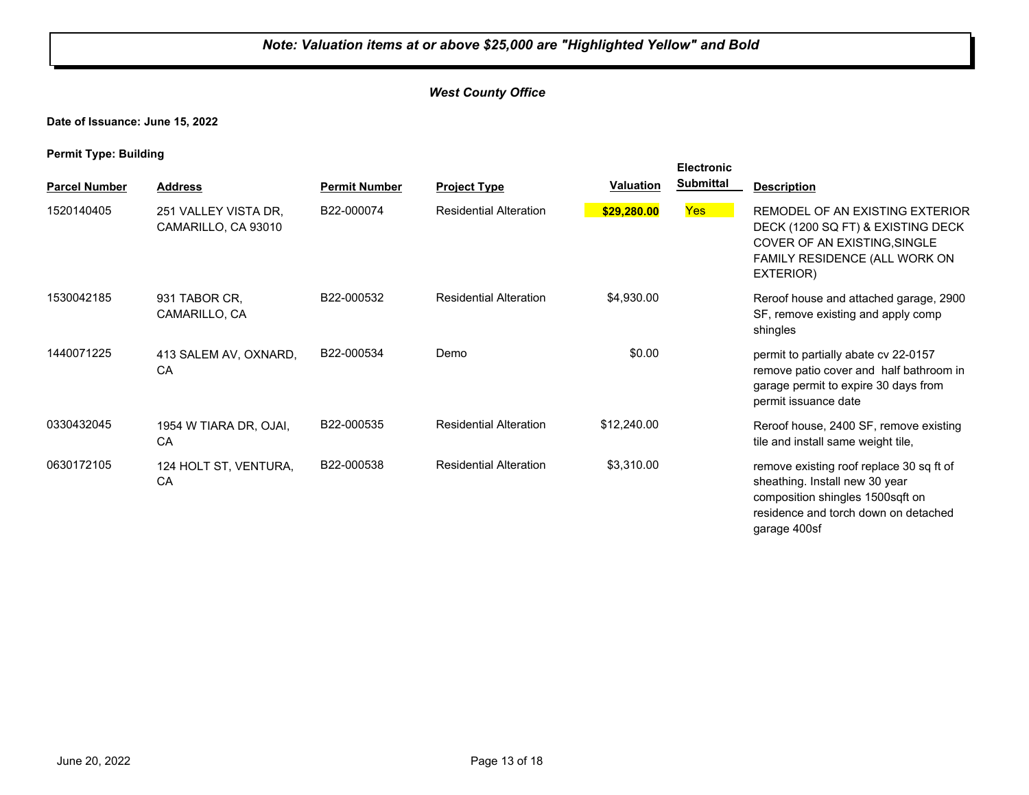***Note: Valuation items at or above $25,000 are "Highlighted Yellow" and Bold***

***West County Office***

**Date of Issuance: June 15, 2022**

**Permit Type: Building**

| Parcel Number | Address | Permit Number | Project Type | Valuation | Electronic Submittal | Description |
|---|---|---|---|---|---|---|
| 1520140405 | 251 VALLEY VISTA DR, CAMARILLO, CA 93010 | B22-000074 | Residential Alteration | **$29,280.00** | Yes | REMODEL OF AN EXISTING EXTERIOR DECK (1200 SQ FT) & EXISTING DECK COVER OF AN EXISTING,SINGLE FAMILY RESIDENCE (ALL WORK ON EXTERIOR) |
| 1530042185 | 931 TABOR CR, CAMARILLO, CA | B22-000532 | Residential Alteration | $4,930.00 | | Reroof house and attached garage, 2900 SF, remove existing and apply comp shingles |
| 1440071225 | 413 SALEM AV, OXNARD, CA | B22-000534 | Demo | $0.00 | | permit to partially abate cv 22-0157 remove patio cover and half bathroom in garage permit to expire 30 days from permit issuance date |
| 0330432045 | 1954 W TIARA DR, OJAI, CA | B22-000535 | Residential Alteration | $12,240.00 | | Reroof house, 2400 SF, remove existing tile and install same weight tile, |
| 0630172105 | 124 HOLT ST, VENTURA, CA | B22-000538 | Residential Alteration | $3,310.00 | | remove existing roof replace 30 sq ft of sheathing. Install new 30 year composition shingles 1500sqft on residence and torch down on detached garage 400sf |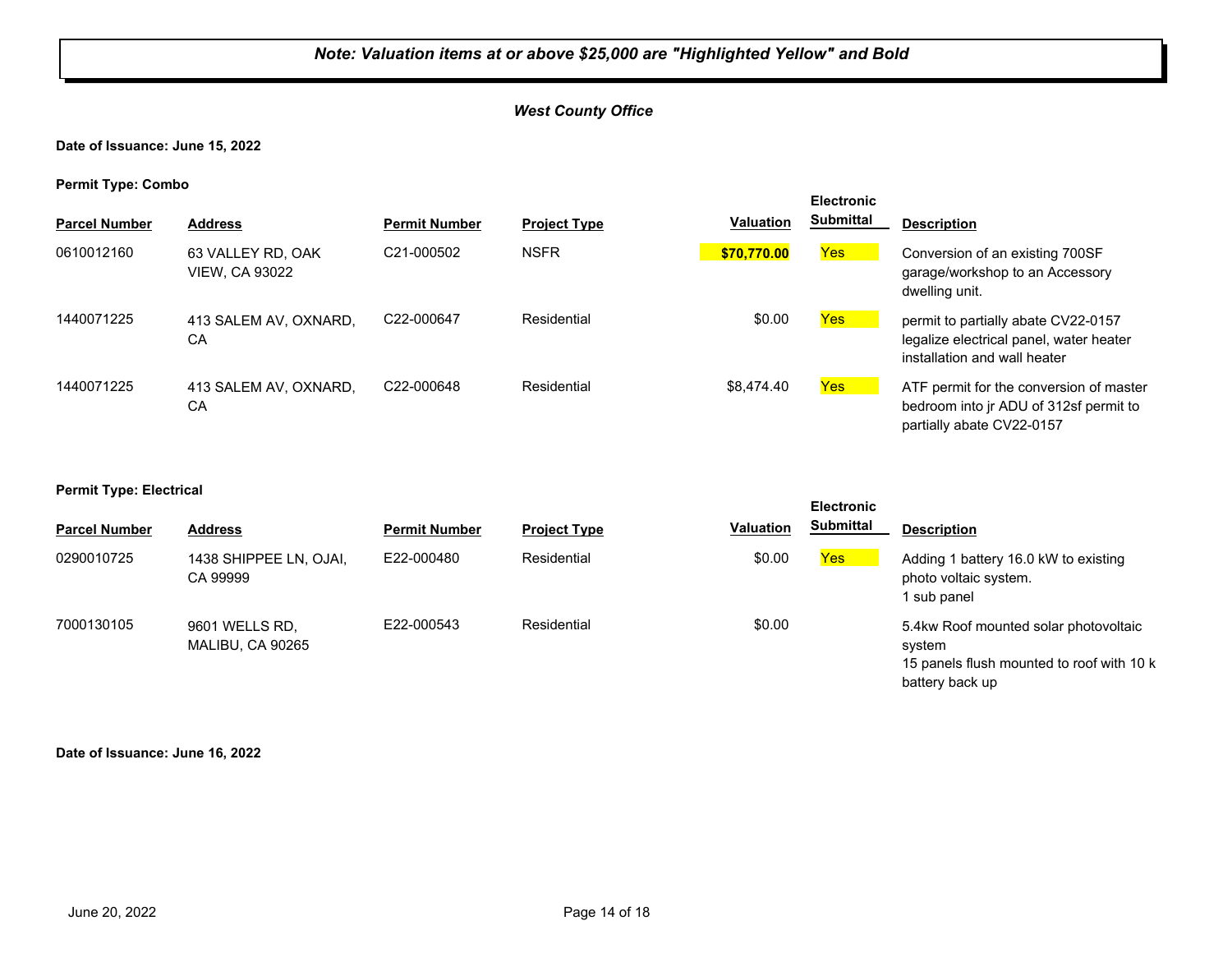***Note: Valuation items at or above $25,000 are "Highlighted Yellow" and Bold***

***West County Office***

**Date of Issuance: June 15, 2022**

**Permit Type: Combo**

| Parcel Number | Address | Permit Number | Project Type | Valuation | Electronic Submittal | Description |
|---|---|---|---|---|---|---|
| 0610012160 | 63 VALLEY RD, OAK VIEW, CA 93022 | C21-000502 | NSFR | **$70,770.00** | Yes | Conversion of an existing 700SF garage/workshop to an Accessory dwelling unit. |
| 1440071225 | 413 SALEM AV, OXNARD, CA | C22-000647 | Residential | $0.00 | Yes | permit to partially abate CV22-0157 legalize electrical panel, water heater installation and wall heater |
| 1440071225 | 413 SALEM AV, OXNARD, CA | C22-000648 | Residential | $8,474.40 | Yes | ATF permit for the conversion of master bedroom into jr ADU of 312sf permit to partially abate CV22-0157 |

**Permit Type: Electrical**

| Parcel Number | Address | Permit Number | Project Type | Valuation | Electronic Submittal | Description |
|---|---|---|---|---|---|---|
| 0290010725 | 1438 SHIPPEE LN, OJAI, CA 99999 | E22-000480 | Residential | $0.00 | Yes | Adding 1 battery 16.0 kW to existing photo voltaic system. 1 sub panel |
| 7000130105 | 9601 WELLS RD, MALIBU, CA 90265 | E22-000543 | Residential | $0.00 | | 5.4kw Roof mounted solar photovoltaic system 15 panels flush mounted to roof with 10 k battery back up |

**Date of Issuance: June 16, 2022**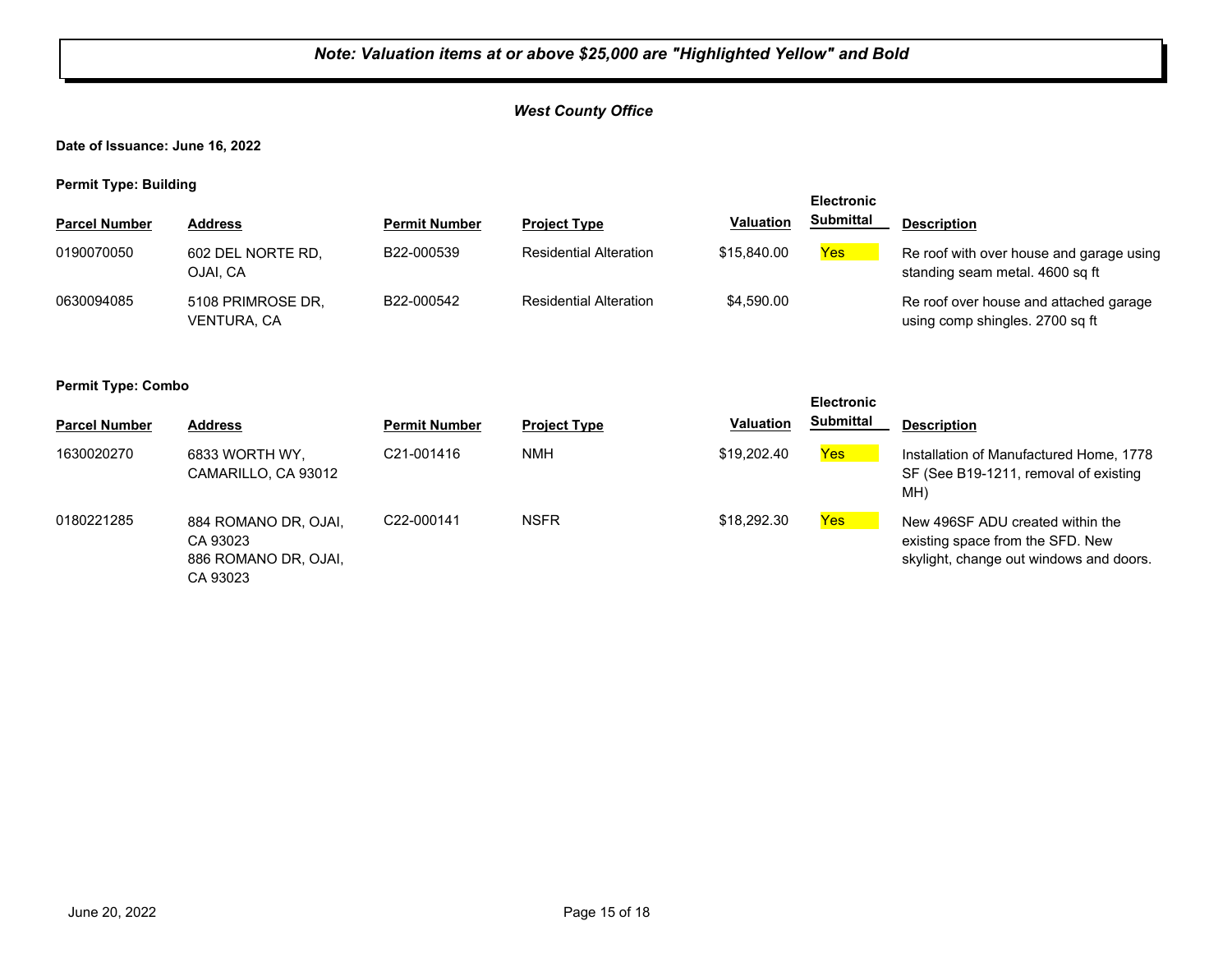***Note: Valuation items at or above $25,000 are "Highlighted Yellow" and Bold***

***West County Office***

**Date of Issuance: June 16, 2022**

**Permit Type: Building**

| Parcel Number | Address | Permit Number | Project Type | Valuation | Electronic Submittal | Description |
|---|---|---|---|---|---|---|
| 0190070050 | 602 DEL NORTE RD, OJAI, CA | B22-000539 | Residential Alteration | $15,840.00 | Yes | Re roof with over house and garage using standing seam metal. 4600 sq ft |
| 0630094085 | 5108 PRIMROSE DR, VENTURA, CA | B22-000542 | Residential Alteration | $4,590.00 | | Re roof over house and attached garage using comp shingles. 2700 sq ft |

**Permit Type: Combo**

| Parcel Number | Address | Permit Number | Project Type | Valuation | Electronic Submittal | Description |
|---|---|---|---|---|---|---|
| 1630020270 | 6833 WORTH WY, CAMARILLO, CA 93012 | C21-001416 | NMH | $19,202.40 | Yes | Installation of Manufactured Home, 1778 SF (See B19-1211, removal of existing MH) |
| 0180221285 | 884 ROMANO DR, OJAI, CA 93023<br>886 ROMANO DR, OJAI, CA 93023 | C22-000141 | NSFR | $18,292.30 | Yes | New 496SF ADU created within the existing space from the SFD. New skylight, change out windows and doors. |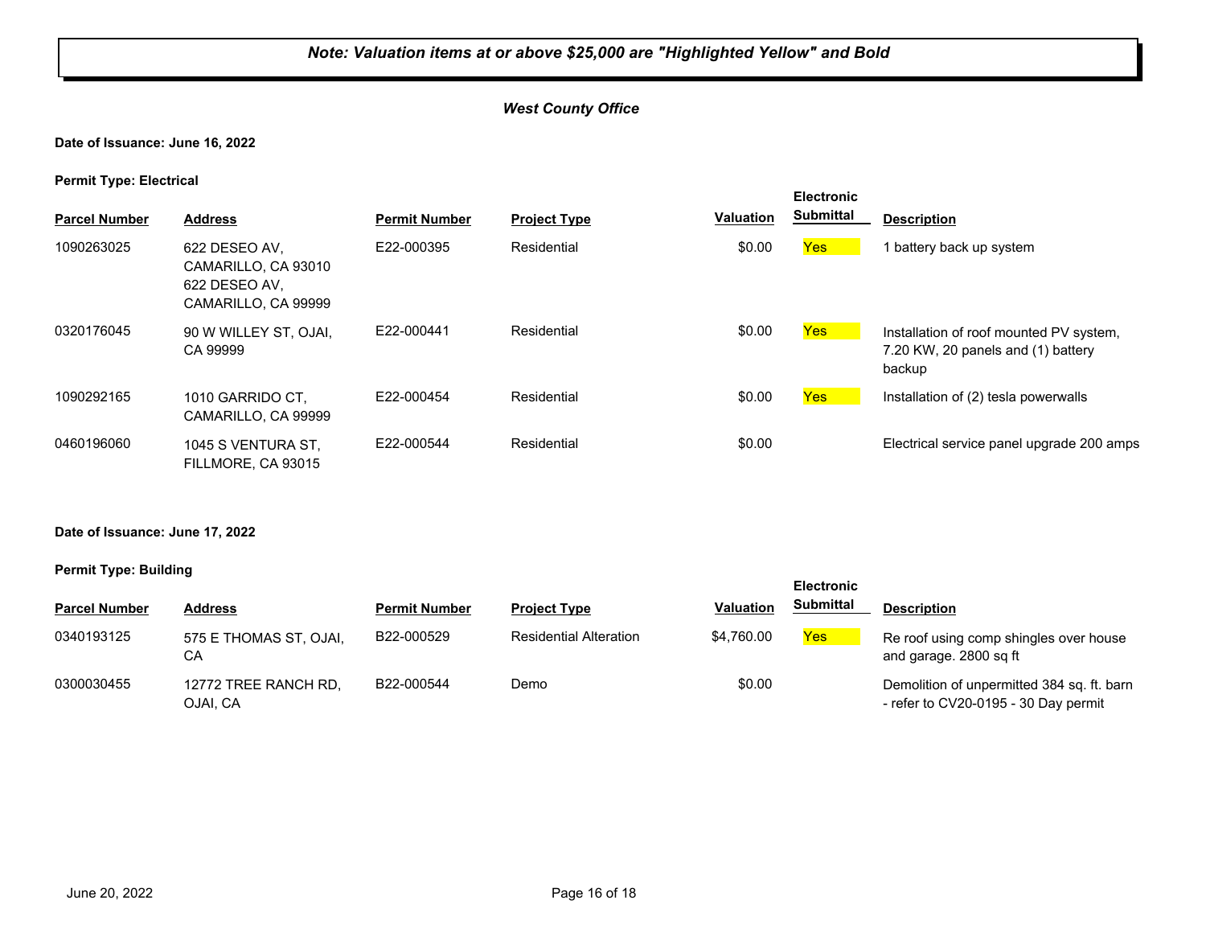***Note: Valuation items at or above $25,000 are "Highlighted Yellow" and Bold***

***West County Office***

**Date of Issuance: June 16, 2022**

**Permit Type: Electrical**

| Parcel Number | Address | Permit Number | Project Type | Valuation | Electronic Submittal | Description |
|---|---|---|---|---|---|---|
| 1090263025 | 622 DESEO AV, CAMARILLO, CA 93010 622 DESEO AV, CAMARILLO, CA 99999 | E22-000395 | Residential | $0.00 | Yes | 1 battery back up system |
| 0320176045 | 90 W WILLEY ST, OJAI, CA 99999 | E22-000441 | Residential | $0.00 | Yes | Installation of roof mounted PV system, 7.20 KW, 20 panels and (1) battery backup |
| 1090292165 | 1010 GARRIDO CT, CAMARILLO, CA 99999 | E22-000454 | Residential | $0.00 | Yes | Installation of (2) tesla powerwalls |
| 0460196060 | 1045 S VENTURA ST, FILLMORE, CA 93015 | E22-000544 | Residential | $0.00 | | Electrical service panel upgrade 200 amps |

**Date of Issuance: June 17, 2022**

**Permit Type: Building**

| Parcel Number | Address | Permit Number | Project Type | Valuation | Electronic Submittal | Description |
|---|---|---|---|---|---|---|
| 0340193125 | 575 E THOMAS ST, OJAI, CA | B22-000529 | Residential Alteration | $4,760.00 | Yes | Re roof using comp shingles over house and garage. 2800 sq ft |
| 0300030455 | 12772 TREE RANCH RD, OJAI, CA | B22-000544 | Demo | $0.00 | | Demolition of unpermitted 384 sq. ft. barn - refer to CV20-0195 - 30 Day permit |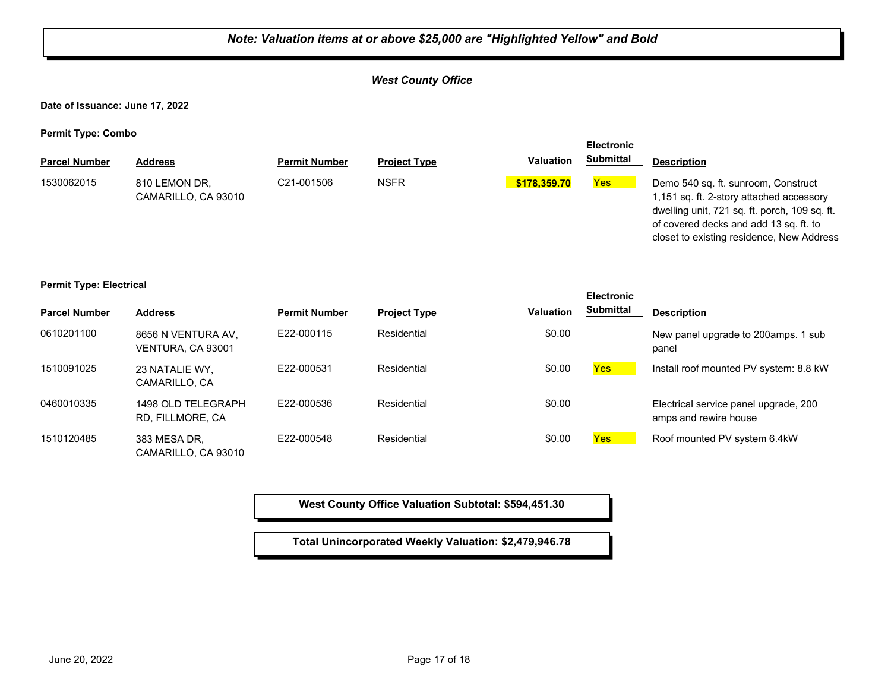***Note: Valuation items at or above $25,000 are "Highlighted Yellow" and Bold***

***West County Office***

**Date of Issuance: June 17, 2022**

**Permit Type: Combo**

| Parcel Number | Address | Permit Number | Project Type | Valuation | Electronic Submittal | Description |
|---|---|---|---|---|---|---|
| 1530062015 | 810 LEMON DR, CAMARILLO, CA 93010 | C21-001506 | NSFR | **$178,359.70** | Yes | Demo 540 sq. ft. sunroom, Construct 1,151 sq. ft. 2-story attached accessory dwelling unit, 721 sq. ft. porch, 109 sq. ft. of covered decks and add 13 sq. ft. to closet to existing residence, New Address |

**Permit Type: Electrical**

| Parcel Number | Address | Permit Number | Project Type | Valuation | Electronic Submittal | Description |
|---|---|---|---|---|---|---|
| 0610201100 | 8656 N VENTURA AV, VENTURA, CA 93001 | E22-000115 | Residential | $0.00 | | New panel upgrade to 200amps. 1 sub panel |
| 1510091025 | 23 NATALIE WY, CAMARILLO, CA | E22-000531 | Residential | $0.00 | Yes | Install roof mounted PV system: 8.8 kW |
| 0460010335 | 1498 OLD TELEGRAPH RD, FILLMORE, CA | E22-000536 | Residential | $0.00 | | Electrical service panel upgrade, 200 amps and rewire house |
| 1510120485 | 383 MESA DR, CAMARILLO, CA 93010 | E22-000548 | Residential | $0.00 | Yes | Roof mounted PV system 6.4kW |

**West County Office Valuation Subtotal: $594,451.30**

**Total Unincorporated Weekly Valuation: $2,479,946.78**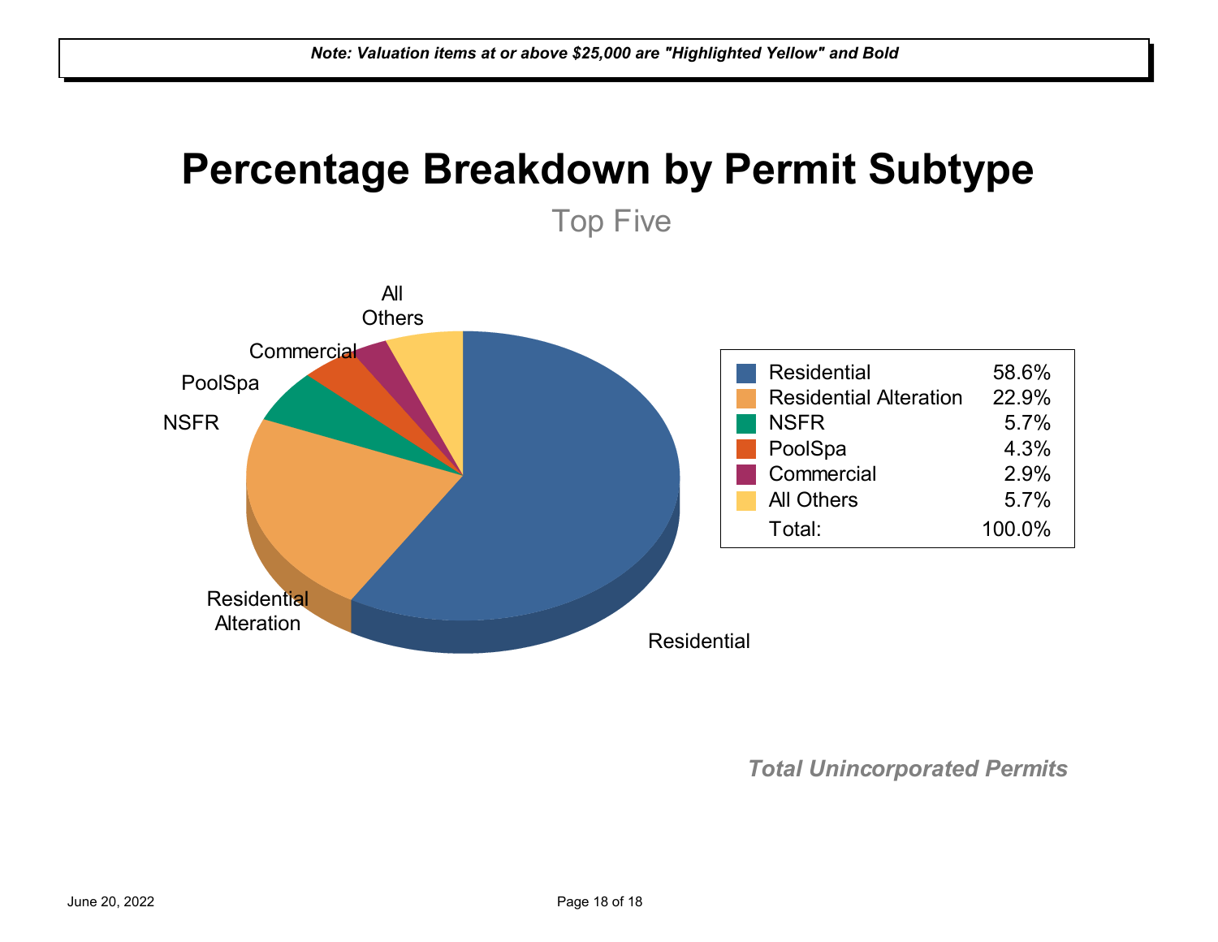***Note: Valuation items at or above $25,000 are "Highlighted Yellow" and Bold***

# Percentage Breakdown by Permit Subtype

Top Five

All Others
Commercial
PoolSpa
NSFR
Residential Alteration
Residential

Residential 58.6%
Residential Alteration 22.9%
NSFR 5.7%
PoolSpa 4.3%
Commercial 2.9%
All Others 5.7%
Total: 100.0%

***Total Unincorporated Permits***

June 20, 2022